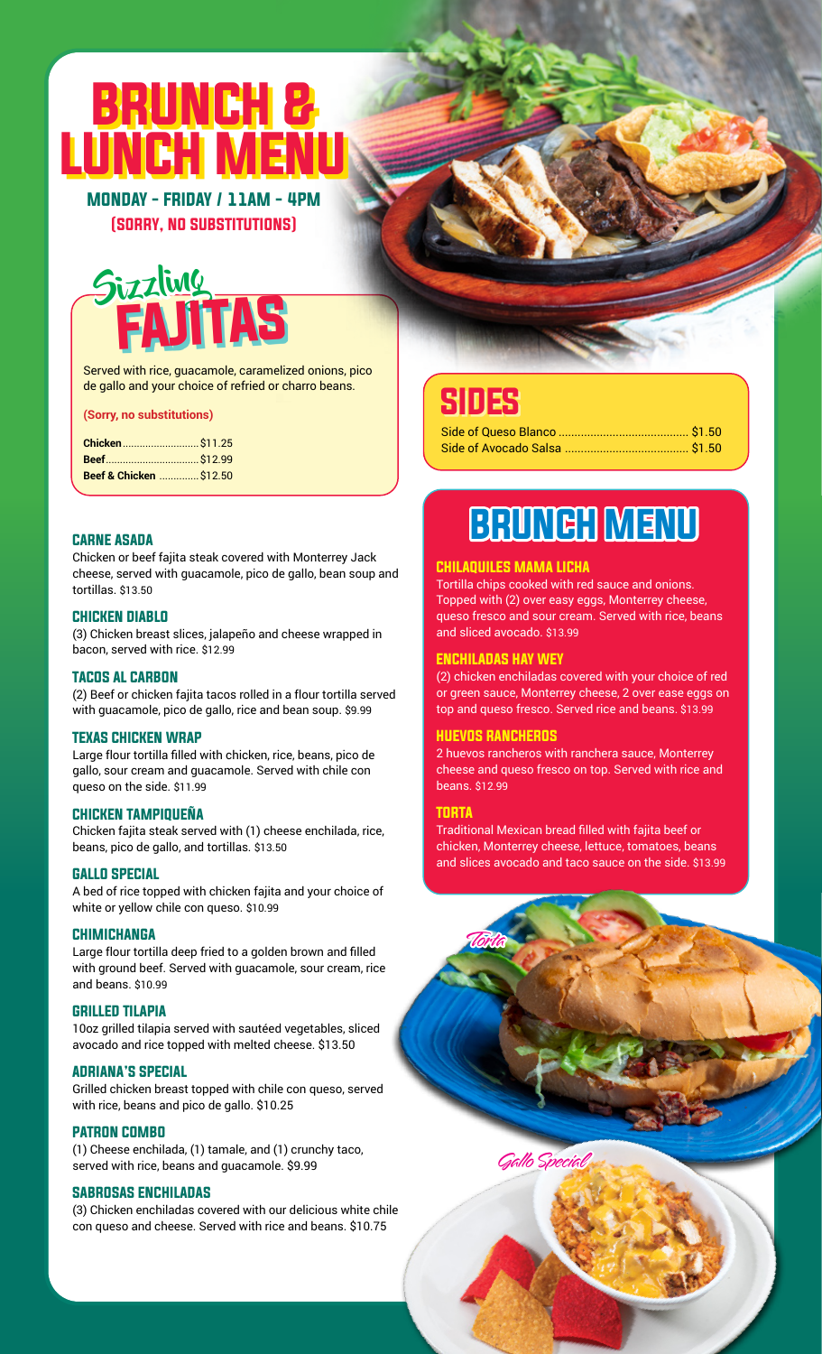# BRUNCH & LUNCH MENU

**MONDAY - FRIDAY / 11AM - 4PM**
**(SORRY, NO SUBSTITUTIONS)**

## Sizzling FAJITAS

Served with rice, guacamole, caramelized onions, pico de gallo and your choice of refried or charro beans.

**(Sorry, no substitutions)**

**Chicken** ........................... $11.25
**Beef** .................................. $12.99
**Beef & Chicken** .............. $12.50

### CARNE ASADA

Chicken or beef fajita steak covered with Monterrey Jack cheese, served with guacamole, pico de gallo, bean soup and tortillas. $13.50

### CHICKEN DIABLO

(3) Chicken breast slices, jalapeño and cheese wrapped in bacon, served with rice. $12.99

### TACOS AL CARBON

(2) Beef or chicken fajita tacos rolled in a flour tortilla served with guacamole, pico de gallo, rice and bean soup. $9.99

### TEXAS CHICKEN WRAP

Large flour tortilla filled with chicken, rice, beans, pico de gallo, sour cream and guacamole. Served with chile con queso on the side. $11.99

### CHICKEN TAMPIQUEÑA

Chicken fajita steak served with (1) cheese enchilada, rice, beans, pico de gallo, and tortillas. $13.50

### GALLO SPECIAL

A bed of rice topped with chicken fajita and your choice of white or yellow chile con queso. $10.99

### CHIMICHANGA

Large flour tortilla deep fried to a golden brown and filled with ground beef. Served with guacamole, sour cream, rice and beans. $10.99

### GRILLED TILAPIA

10oz grilled tilapia served with sautéed vegetables, sliced avocado and rice topped with melted cheese. $13.50

### ADRIANA'S SPECIAL

Grilled chicken breast topped with chile con queso, served with rice, beans and pico de gallo. $10.25

### PATRON COMBO

(1) Cheese enchilada, (1) tamale, and (1) crunchy taco, served with rice, beans and guacamole. $9.99

### SABROSAS ENCHILADAS

(3) Chicken enchiladas covered with our delicious white chile con queso and cheese. Served with rice and beans. $10.75

## SIDES

Side of Queso Blanco ........................................ $1.50
Side of Avocado Salsa ....................................... $1.50

## BRUNCH MENU

### CHILAQUILES MAMA LICHA

Tortilla chips cooked with red sauce and onions. Topped with (2) over easy eggs, Monterrey cheese, queso fresco and sour cream. Served with rice, beans and sliced avocado. $13.99

### ENCHILADAS HAY WEY

(2) chicken enchiladas covered with your choice of red or green sauce, Monterrey cheese, 2 over ease eggs on top and queso fresco. Served rice and beans. $13.99

### HUEVOS RANCHEROS

2 huevos rancheros with ranchera sauce, Monterrey cheese and queso fresco on top. Served with rice and beans. $12.99

### TORTA

Traditional Mexican bread filled with fajita beef or chicken, Monterrey cheese, lettuce, tomatoes, beans and slices avocado and taco sauce on the side. $13.99

*Torta*

*Gallo Special*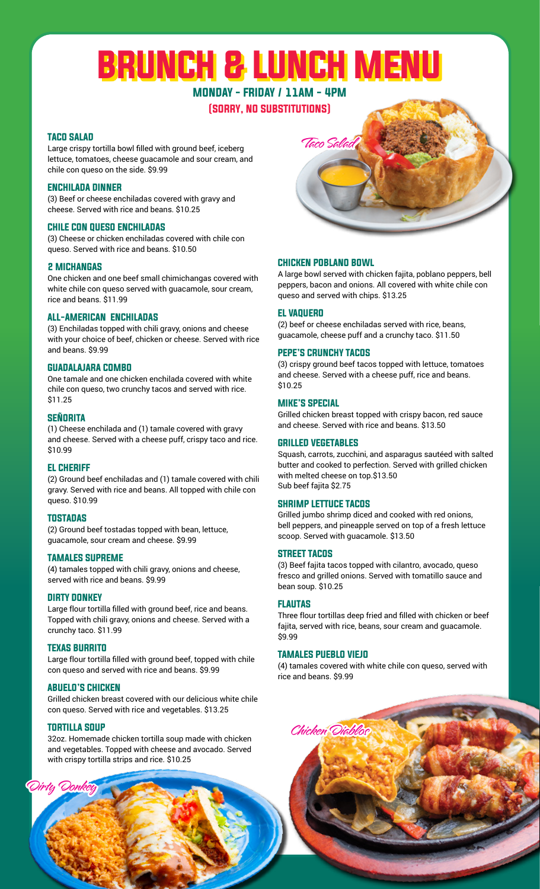# BRUNCH & LUNCH MENU

**MONDAY - FRIDAY / 11AM - 4PM**

**(SORRY, NO SUBSTITUTIONS)**

### TACO SALAD

Large crispy tortilla bowl filled with ground beef, iceberg lettuce, tomatoes, cheese guacamole and sour cream, and chile con queso on the side. $9.99

### ENCHILADA DINNER

(3) Beef or cheese enchiladas covered with gravy and cheese. Served with rice and beans. $10.25

### CHILE CON QUESO ENCHILADAS

(3) Cheese or chicken enchiladas covered with chile con queso. Served with rice and beans. $10.50

### 2 MICHANGAS

One chicken and one beef small chimichangas covered with white chile con queso served with guacamole, sour cream, rice and beans. $11.99

### ALL-AMERICAN ENCHILADAS

(3) Enchiladas topped with chili gravy, onions and cheese with your choice of beef, chicken or cheese. Served with rice and beans. $9.99

### GUADALAJARA COMBO

One tamale and one chicken enchilada covered with white chile con queso, two crunchy tacos and served with rice. $11.25

### SEÑORITA

(1) Cheese enchilada and (1) tamale covered with gravy and cheese. Served with a cheese puff, crispy taco and rice. $10.99

### EL CHERIFF

(2) Ground beef enchiladas and (1) tamale covered with chili gravy. Served with rice and beans. All topped with chile con queso. $10.99

### TOSTADAS

(2) Ground beef tostadas topped with bean, lettuce, guacamole, sour cream and cheese. $9.99

### TAMALES SUPREME

(4) tamales topped with chili gravy, onions and cheese, served with rice and beans. $9.99

### DIRTY DONKEY

Large flour tortilla filled with ground beef, rice and beans. Topped with chili gravy, onions and cheese. Served with a crunchy taco. $11.99

### TEXAS BURRITO

Large flour tortilla filled with ground beef, topped with chile con queso and served with rice and beans. $9.99

### ABUELO'S CHICKEN

Grilled chicken breast covered with our delicious white chile con queso. Served with rice and vegetables. $13.25

### TORTILLA SOUP

32oz. Homemade chicken tortilla soup made with chicken and vegetables. Topped with cheese and avocado. Served with crispy tortilla strips and rice. $10.25

*Taco Salad*

### CHICKEN POBLANO BOWL

A large bowl served with chicken fajita, poblano peppers, bell peppers, bacon and onions. All covered with white chile con queso and served with chips. $13.25

### EL VAQUERO

(2) beef or cheese enchiladas served with rice, beans, guacamole, cheese puff and a crunchy taco. $11.50

### PEPE'S CRUNCHY TACOS

(3) crispy ground beef tacos topped with lettuce, tomatoes and cheese. Served with a cheese puff, rice and beans. $10.25

### MIKE'S SPECIAL

Grilled chicken breast topped with crispy bacon, red sauce and cheese. Served with rice and beans. $13.50

### GRILLED VEGETABLES

Squash, carrots, zucchini, and asparagus sautéed with salted butter and cooked to perfection. Served with grilled chicken with melted cheese on top.$13.50
Sub beef fajita $2.75

### SHRIMP LETTUCE TACOS

Grilled jumbo shrimp diced and cooked with red onions, bell peppers, and pineapple served on top of a fresh lettuce scoop. Served with guacamole. $13.50

### STREET TACOS

(3) Beef fajita tacos topped with cilantro, avocado, queso fresco and grilled onions. Served with tomatillo sauce and bean soup. $10.25

### FLAUTAS

Three flour tortillas deep fried and filled with chicken or beef fajita, served with rice, beans, sour cream and guacamole. $9.99

### TAMALES PUEBLO VIEJO

(4) tamales covered with white chile con queso, served with rice and beans. $9.99

*Chicken Diablos*

*Dirty Donkey*